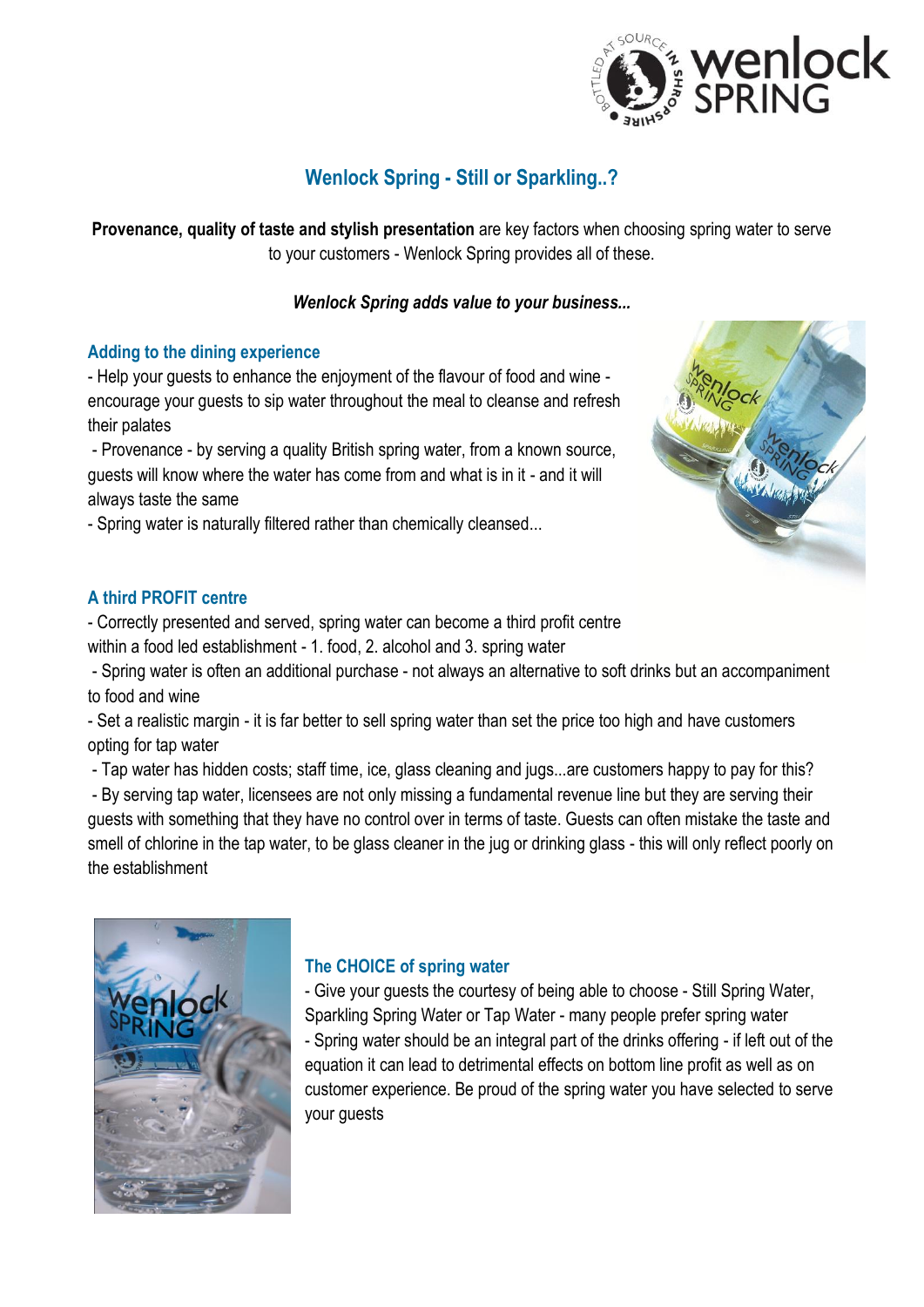# Wenlock Spring - Still or Sparkling..?

**Provenance, quality of taste and stylish presentation** are key factors when choosing spring water to serve to your customers - Wenlock Spring provides all of these.

***Wenlock Spring adds value to your business...***

## Adding to the dining experience

- Help your guests to enhance the enjoyment of the flavour of food and wine - encourage your guests to sip water throughout the meal to cleanse and refresh their palates
- Provenance - by serving a quality British spring water, from a known source, guests will know where the water has come from and what is in it - and it will always taste the same
- Spring water is naturally filtered rather than chemically cleansed...

## A third PROFIT centre

- Correctly presented and served, spring water can become a third profit centre within a food led establishment - 1. food, 2. alcohol and 3. spring water
- Spring water is often an additional purchase - not always an alternative to soft drinks but an accompaniment to food and wine
- Set a realistic margin - it is far better to sell spring water than set the price too high and have customers opting for tap water
- Tap water has hidden costs; staff time, ice, glass cleaning and jugs...are customers happy to pay for this?
- By serving tap water, licensees are not only missing a fundamental revenue line but they are serving their guests with something that they have no control over in terms of taste. Guests can often mistake the taste and smell of chlorine in the tap water, to be glass cleaner in the jug or drinking glass - this will only reflect poorly on the establishment

## The CHOICE of spring water

- Give your guests the courtesy of being able to choose - Still Spring Water, Sparkling Spring Water or Tap Water - many people prefer spring water
- Spring water should be an integral part of the drinks offering - if left out of the equation it can lead to detrimental effects on bottom line profit as well as on customer experience. Be proud of the spring water you have selected to serve your guests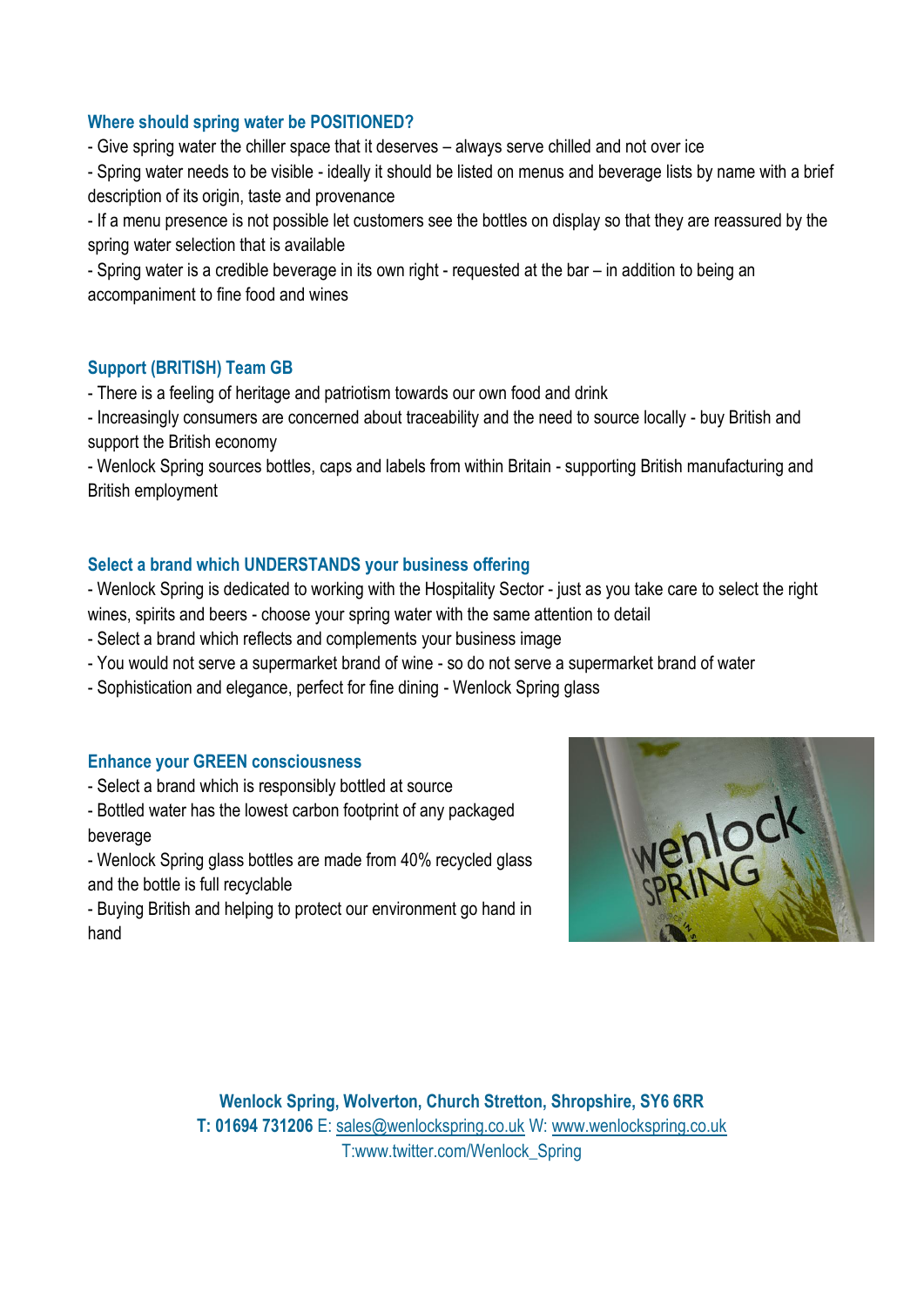### Where should spring water be POSITIONED?

- Give spring water the chiller space that it deserves – always serve chilled and not over ice
- Spring water needs to be visible - ideally it should be listed on menus and beverage lists by name with a brief description of its origin, taste and provenance
- If a menu presence is not possible let customers see the bottles on display so that they are reassured by the spring water selection that is available
- Spring water is a credible beverage in its own right - requested at the bar – in addition to being an accompaniment to fine food and wines

### Support (BRITISH) Team GB

- There is a feeling of heritage and patriotism towards our own food and drink
- Increasingly consumers are concerned about traceability and the need to source locally - buy British and support the British economy
- Wenlock Spring sources bottles, caps and labels from within Britain - supporting British manufacturing and British employment

### Select a brand which UNDERSTANDS your business offering

- Wenlock Spring is dedicated to working with the Hospitality Sector - just as you take care to select the right wines, spirits and beers - choose your spring water with the same attention to detail
- Select a brand which reflects and complements your business image
- You would not serve a supermarket brand of wine - so do not serve a supermarket brand of water
- Sophistication and elegance, perfect for fine dining - Wenlock Spring glass

### Enhance your GREEN consciousness

- Select a brand which is responsibly bottled at source
- Bottled water has the lowest carbon footprint of any packaged beverage
- Wenlock Spring glass bottles are made from 40% recycled glass and the bottle is full recyclable
- Buying British and helping to protect our environment go hand in hand

**Wenlock Spring, Wolverton, Church Stretton, Shropshire, SY6 6RR**
**T: 01694 731206** E: sales@wenlockspring.co.uk W: www.wenlockspring.co.uk
T:www.twitter.com/Wenlock_Spring